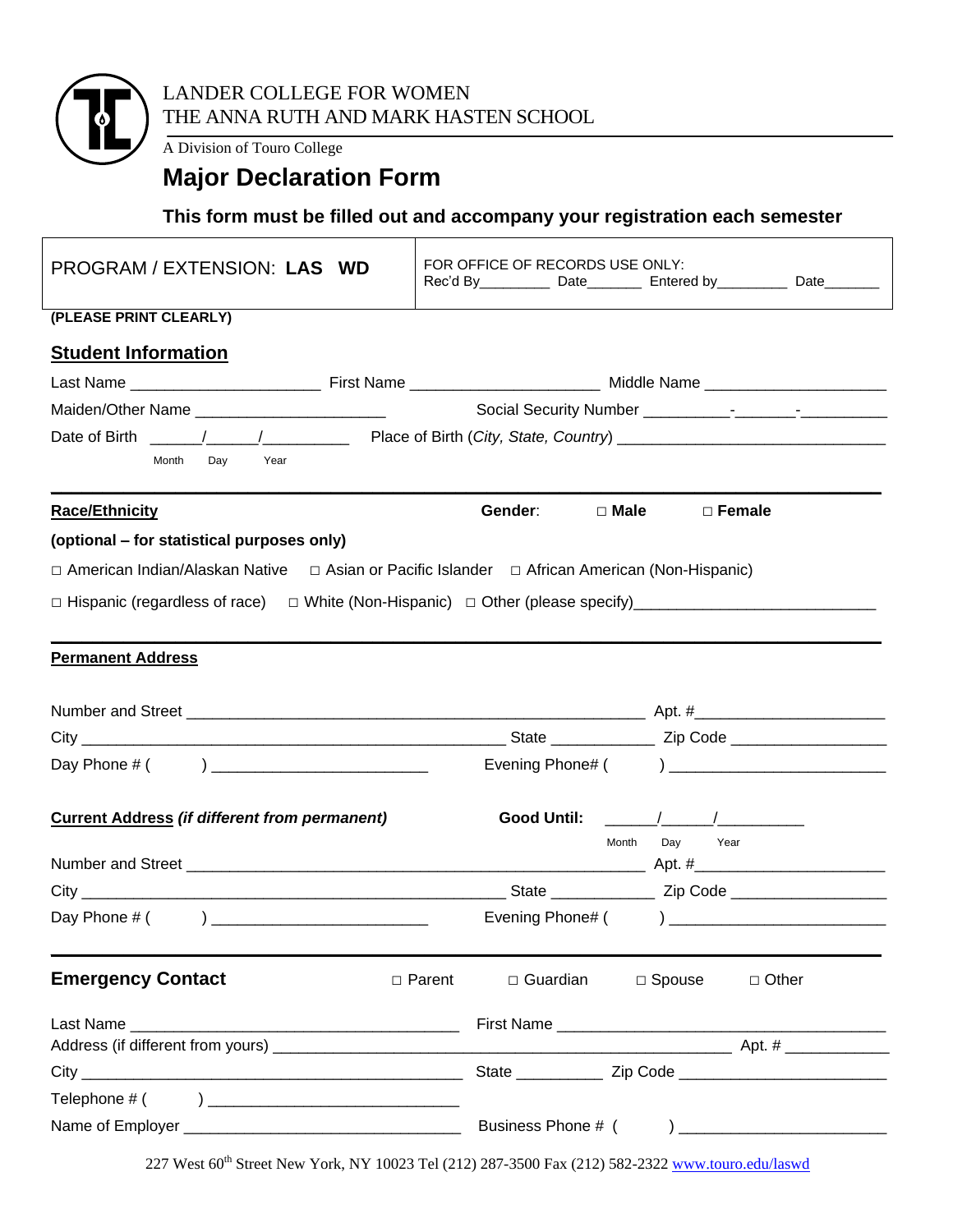LANDER COLLEGE FOR WOMEN
THE ANNA RUTH AND MARK HASTEN SCHOOL

A Division of Touro College

# Major Declaration Form

**This form must be filled out and accompany your registration each semester**

| PROGRAM / EXTENSION: **LAS WD** | FOR OFFICE OF RECORDS USE ONLY: Rec'd By_________ Date_______ Entered by_________ Date_______ |
|---|---|

**(PLEASE PRINT CLEARLY)**

## Student Information

Last Name ______________________ First Name ______________________ Middle Name ______________________

Maiden/Other Name ______________________ Social Security Number __________-_______-__________

Date of Birth ______/______/__________ (Month Day Year) Place of Birth (*City, State, Country*) ________________________________

**Race/Ethnicity** **Gender**: □ **Male** □ **Female**

**(optional – for statistical purposes only)**

□ American Indian/Alaskan Native □ Asian or Pacific Islander □ African American (Non-Hispanic)

□ Hispanic (regardless of race) □ White (Non-Hispanic) □ Other (please specify)___________________________

**Permanent Address**

Number and Street ____________________________________________________ Apt. #______________________

City ________________________________________________ State ____________ Zip Code __________________

Day Phone # ( ) _________________________ Evening Phone# ( ) _________________________

**Current Address** ***(if different from permanent)*** **Good Until:** ______/______/__________ (Month Day Year)

Number and Street ____________________________________________________ Apt. #______________________

City ________________________________________________ State ____________ Zip Code __________________

Day Phone # ( ) _________________________ Evening Phone# ( ) _________________________

**Emergency Contact** □ Parent □ Guardian □ Spouse □ Other

Last Name ______________________________________ First Name ______________________________________

Address (if different from yours) ____________________________________________________ Apt. # ____________

City ____________________________________________ State __________ Zip Code ________________________

Telephone # ( ) ____________________________

Name of Employer ________________________________ Business Phone # ( ) ________________________

227 West 60th Street New York, NY 10023 Tel (212) 287-3500 Fax (212) 582-2322 www.touro.edu/laswd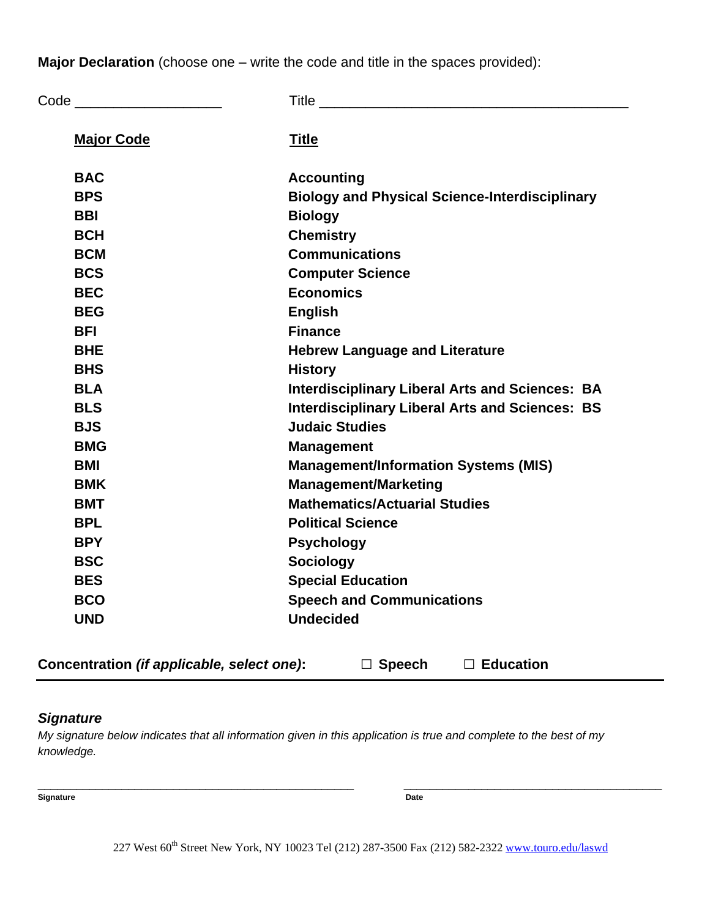**Major Declaration** (choose one – write the code and title in the spaces provided):

Code ___________________ Title ________________________________________

| Major Code | Title |
|---|---|
| **BAC** | **Accounting** |
| **BPS** | **Biology and Physical Science-Interdisciplinary** |
| **BBI** | **Biology** |
| **BCH** | **Chemistry** |
| **BCM** | **Communications** |
| **BCS** | **Computer Science** |
| **BEC** | **Economics** |
| **BEG** | **English** |
| **BFI** | **Finance** |
| **BHE** | **Hebrew Language and Literature** |
| **BHS** | **History** |
| **BLA** | **Interdisciplinary Liberal Arts and Sciences: BA** |
| **BLS** | **Interdisciplinary Liberal Arts and Sciences: BS** |
| **BJS** | **Judaic Studies** |
| **BMG** | **Management** |
| **BMI** | **Management/Information Systems (MIS)** |
| **BMK** | **Management/Marketing** |
| **BMT** | **Mathematics/Actuarial Studies** |
| **BPL** | **Political Science** |
| **BPY** | **Psychology** |
| **BSC** | **Sociology** |
| **BES** | **Special Education** |
| **BCO** | **Speech and Communications** |
| **UND** | **Undecided** |

**Concentration *(if applicable, select one)*:** ☐ **Speech** ☐ **Education**

### *Signature*

*My signature below indicates that all information given in this application is true and complete to the best of my knowledge.*

_______________________________________________ _______________________________________

**Signature** **Date**

227 West 60th Street New York, NY 10023 Tel (212) 287-3500 Fax (212) 582-2322 www.touro.edu/laswd